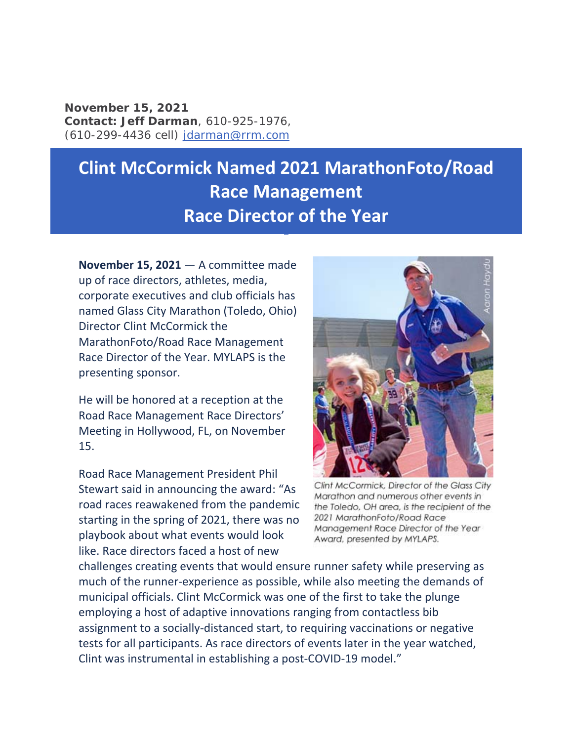**November 15, 2021**
**Contact: Jeff Darman**, 610-925-1976, (610-299-4436 cell) jdarman@rrm.com

# Clint McCormick Named 2021 MarathonFoto/Road Race Management Race Director of the Year

**November 15, 2021** — A committee made up of race directors, athletes, media, corporate executives and club officials has named Glass City Marathon (Toledo, Ohio) Director Clint McCormick the MarathonFoto/Road Race Management Race Director of the Year. MYLAPS is the presenting sponsor.

He will be honored at a reception at the Road Race Management Race Directors' Meeting in Hollywood, FL, on November 15.

Road Race Management President Phil Stewart said in announcing the award: "As road races reawakened from the pandemic starting in the spring of 2021, there was no playbook about what events would look like. Race directors faced a host of new challenges creating events that would ensure runner safety while preserving as much of the runner-experience as possible, while also meeting the demands of municipal officials. Clint McCormick was one of the first to take the plunge employing a host of adaptive innovations ranging from contactless bib assignment to a socially-distanced start, to requiring vaccinations or negative tests for all participants. As race directors of events later in the year watched, Clint was instrumental in establishing a post-COVID-19 model."

*Clint McCormick, Director of the Glass City Marathon and numerous other events in the Toledo, OH area, is the recipient of the 2021 MarathonFoto/Road Race Management Race Director of the Year Award, presented by MYLAPS.*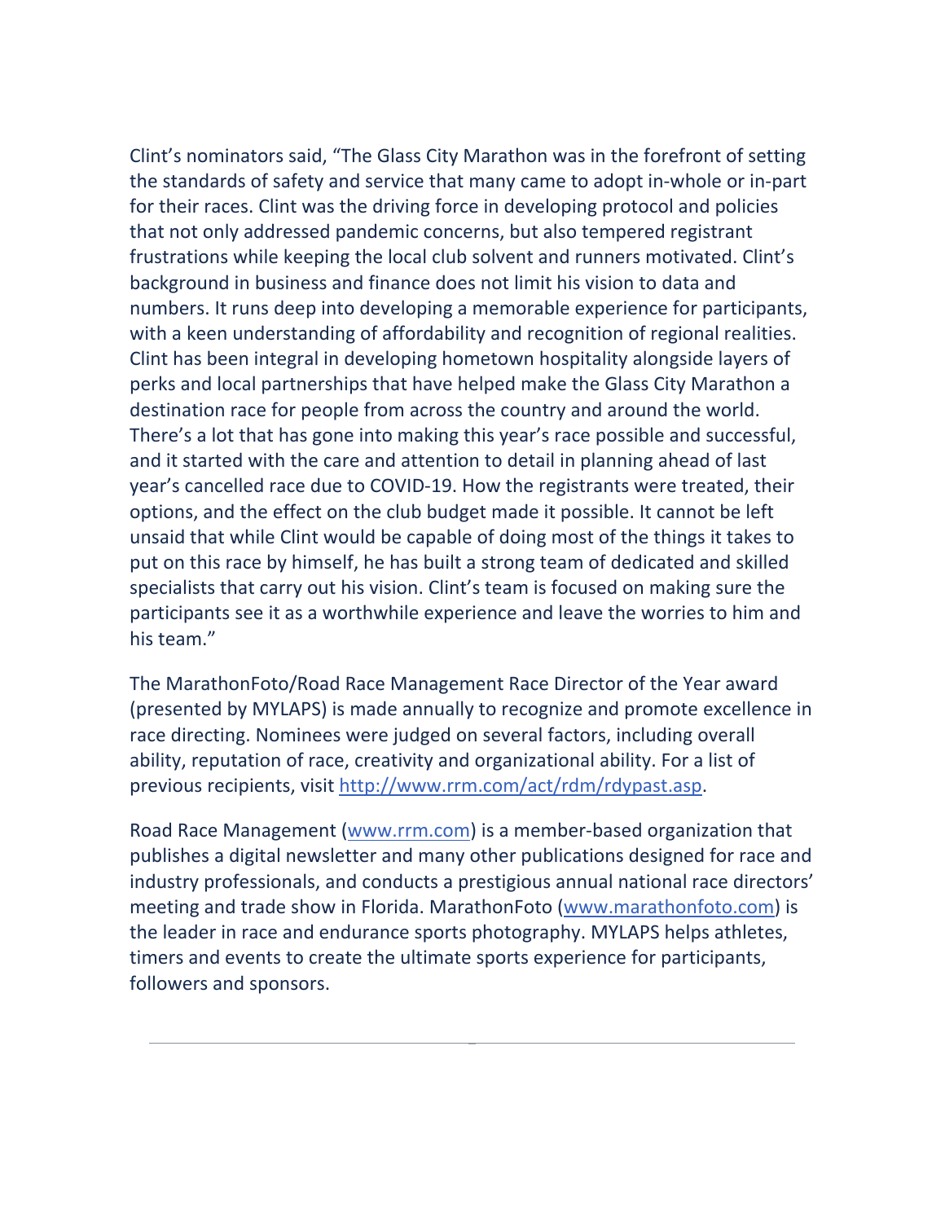Clint's nominators said, "The Glass City Marathon was in the forefront of setting the standards of safety and service that many came to adopt in-whole or in-part for their races. Clint was the driving force in developing protocol and policies that not only addressed pandemic concerns, but also tempered registrant frustrations while keeping the local club solvent and runners motivated. Clint's background in business and finance does not limit his vision to data and numbers. It runs deep into developing a memorable experience for participants, with a keen understanding of affordability and recognition of regional realities. Clint has been integral in developing hometown hospitality alongside layers of perks and local partnerships that have helped make the Glass City Marathon a destination race for people from across the country and around the world. There's a lot that has gone into making this year's race possible and successful, and it started with the care and attention to detail in planning ahead of last year's cancelled race due to COVID-19. How the registrants were treated, their options, and the effect on the club budget made it possible. It cannot be left unsaid that while Clint would be capable of doing most of the things it takes to put on this race by himself, he has built a strong team of dedicated and skilled specialists that carry out his vision. Clint's team is focused on making sure the participants see it as a worthwhile experience and leave the worries to him and his team."

The MarathonFoto/Road Race Management Race Director of the Year award (presented by MYLAPS) is made annually to recognize and promote excellence in race directing. Nominees were judged on several factors, including overall ability, reputation of race, creativity and organizational ability. For a list of previous recipients, visit http://www.rrm.com/act/rdm/rdypast.asp.

Road Race Management (www.rrm.com) is a member-based organization that publishes a digital newsletter and many other publications designed for race and industry professionals, and conducts a prestigious annual national race directors' meeting and trade show in Florida. MarathonFoto (www.marathonfoto.com) is the leader in race and endurance sports photography. MYLAPS helps athletes, timers and events to create the ultimate sports experience for participants, followers and sponsors.